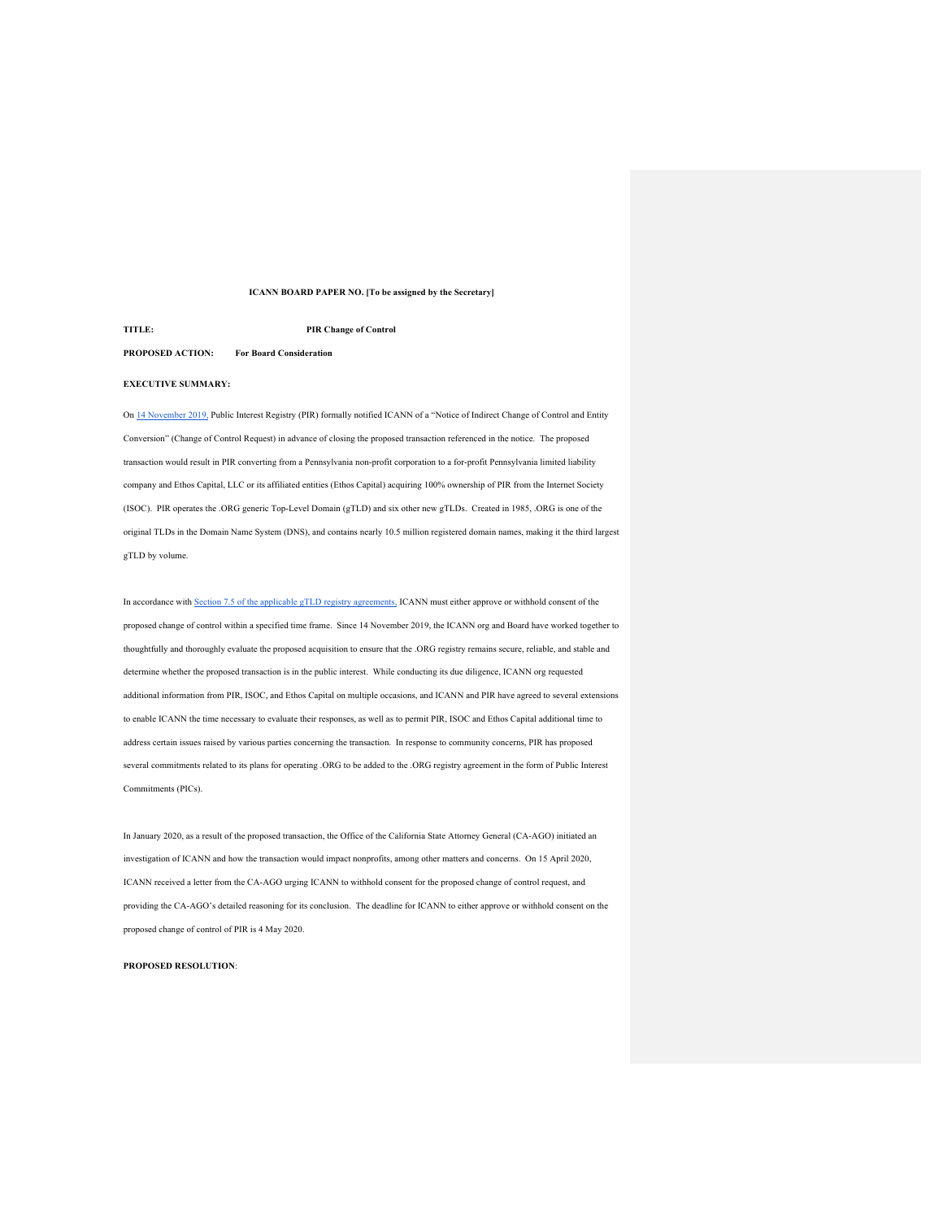**ICANN BOARD PAPER NO. [To be assigned by the Secretary]**

**TITLE:** **PIR Change of Control**

**PROPOSED ACTION:** **For Board Consideration**

**EXECUTIVE SUMMARY:**

On 14 November 2019, Public Interest Registry (PIR) formally notified ICANN of a "Notice of Indirect Change of Control and Entity Conversion" (Change of Control Request) in advance of closing the proposed transaction referenced in the notice. The proposed transaction would result in PIR converting from a Pennsylvania non-profit corporation to a for-profit Pennsylvania limited liability company and Ethos Capital, LLC or its affiliated entities (Ethos Capital) acquiring 100% ownership of PIR from the Internet Society (ISOC). PIR operates the .ORG generic Top-Level Domain (gTLD) and six other new gTLDs. Created in 1985, .ORG is one of the original TLDs in the Domain Name System (DNS), and contains nearly 10.5 million registered domain names, making it the third largest gTLD by volume.

In accordance with Section 7.5 of the applicable gTLD registry agreements, ICANN must either approve or withhold consent of the proposed change of control within a specified time frame. Since 14 November 2019, the ICANN org and Board have worked together to thoughtfully and thoroughly evaluate the proposed acquisition to ensure that the .ORG registry remains secure, reliable, and stable and determine whether the proposed transaction is in the public interest. While conducting its due diligence, ICANN org requested additional information from PIR, ISOC, and Ethos Capital on multiple occasions, and ICANN and PIR have agreed to several extensions to enable ICANN the time necessary to evaluate their responses, as well as to permit PIR, ISOC and Ethos Capital additional time to address certain issues raised by various parties concerning the transaction. In response to community concerns, PIR has proposed several commitments related to its plans for operating .ORG to be added to the .ORG registry agreement in the form of Public Interest Commitments (PICs).

In January 2020, as a result of the proposed transaction, the Office of the California State Attorney General (CA-AGO) initiated an investigation of ICANN and how the transaction would impact nonprofits, among other matters and concerns. On 15 April 2020, ICANN received a letter from the CA-AGO urging ICANN to withhold consent for the proposed change of control request, and providing the CA-AGO's detailed reasoning for its conclusion. The deadline for ICANN to either approve or withhold consent on the proposed change of control of PIR is 4 May 2020.

**PROPOSED RESOLUTION**: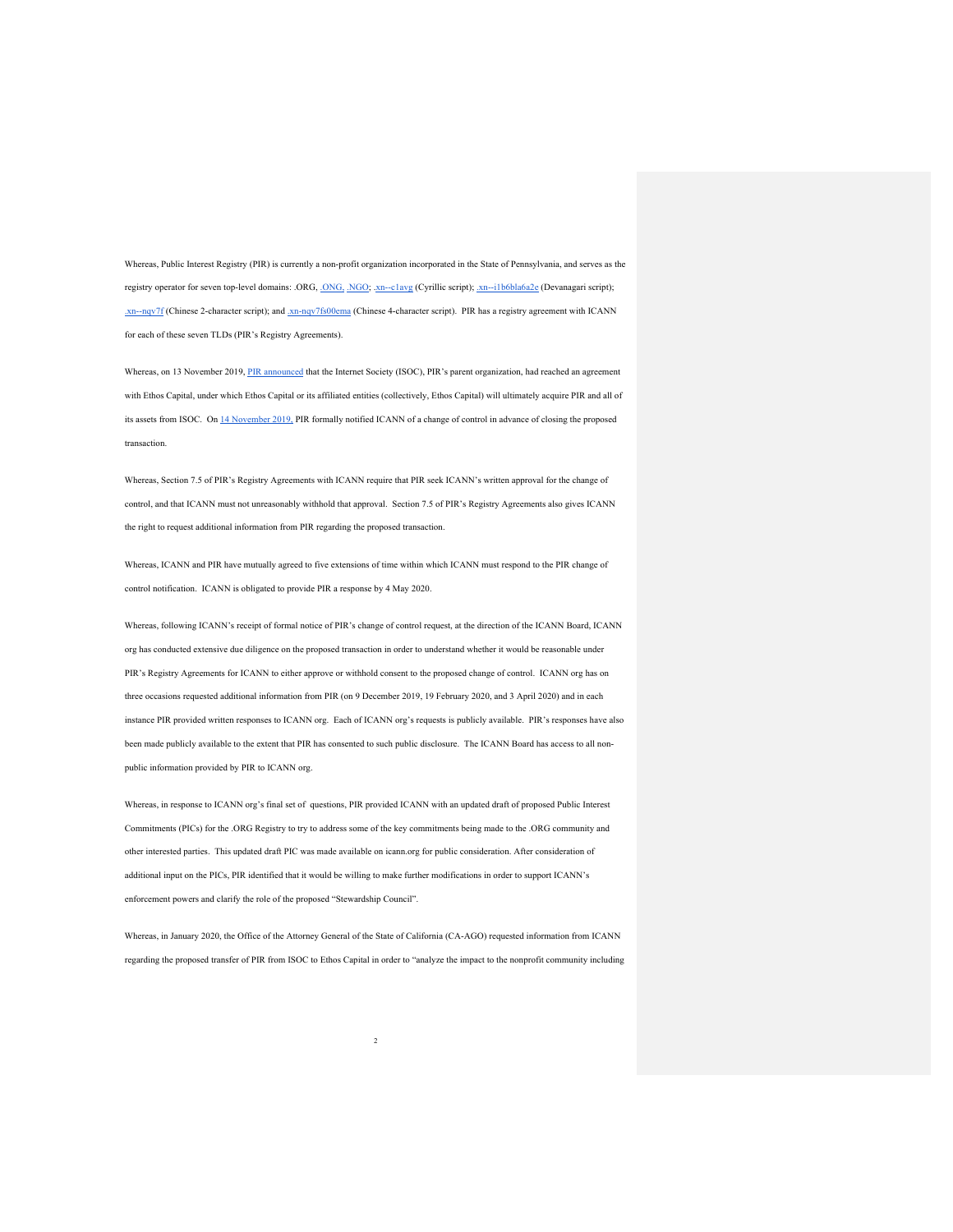Whereas, Public Interest Registry (PIR) is currently a non-profit organization incorporated in the State of Pennsylvania, and serves as the registry operator for seven top-level domains: .ORG, .ONG, .NGO; .xn--c1avg (Cyrillic script); .xn--i1b6b1a6a2e (Devanagari script); .xn--nqv7f (Chinese 2-character script); and .xn-nqv7fs00ema (Chinese 4-character script). PIR has a registry agreement with ICANN for each of these seven TLDs (PIR's Registry Agreements).

Whereas, on 13 November 2019, PIR announced that the Internet Society (ISOC), PIR's parent organization, had reached an agreement with Ethos Capital, under which Ethos Capital or its affiliated entities (collectively, Ethos Capital) will ultimately acquire PIR and all of its assets from ISOC. On 14 November 2019, PIR formally notified ICANN of a change of control in advance of closing the proposed transaction.

Whereas, Section 7.5 of PIR's Registry Agreements with ICANN require that PIR seek ICANN's written approval for the change of control, and that ICANN must not unreasonably withhold that approval. Section 7.5 of PIR's Registry Agreements also gives ICANN the right to request additional information from PIR regarding the proposed transaction.

Whereas, ICANN and PIR have mutually agreed to five extensions of time within which ICANN must respond to the PIR change of control notification. ICANN is obligated to provide PIR a response by 4 May 2020.

Whereas, following ICANN's receipt of formal notice of PIR's change of control request, at the direction of the ICANN Board, ICANN org has conducted extensive due diligence on the proposed transaction in order to understand whether it would be reasonable under PIR's Registry Agreements for ICANN to either approve or withhold consent to the proposed change of control. ICANN org has on three occasions requested additional information from PIR (on 9 December 2019, 19 February 2020, and 3 April 2020) and in each instance PIR provided written responses to ICANN org. Each of ICANN org's requests is publicly available. PIR's responses have also been made publicly available to the extent that PIR has consented to such public disclosure. The ICANN Board has access to all non-public information provided by PIR to ICANN org.

Whereas, in response to ICANN org's final set of questions, PIR provided ICANN with an updated draft of proposed Public Interest Commitments (PICs) for the .ORG Registry to try to address some of the key commitments being made to the .ORG community and other interested parties. This updated draft PIC was made available on icann.org for public consideration. After consideration of additional input on the PICs, PIR identified that it would be willing to make further modifications in order to support ICANN's enforcement powers and clarify the role of the proposed "Stewardship Council".

Whereas, in January 2020, the Office of the Attorney General of the State of California (CA-AGO) requested information from ICANN regarding the proposed transfer of PIR from ISOC to Ethos Capital in order to "analyze the impact to the nonprofit community including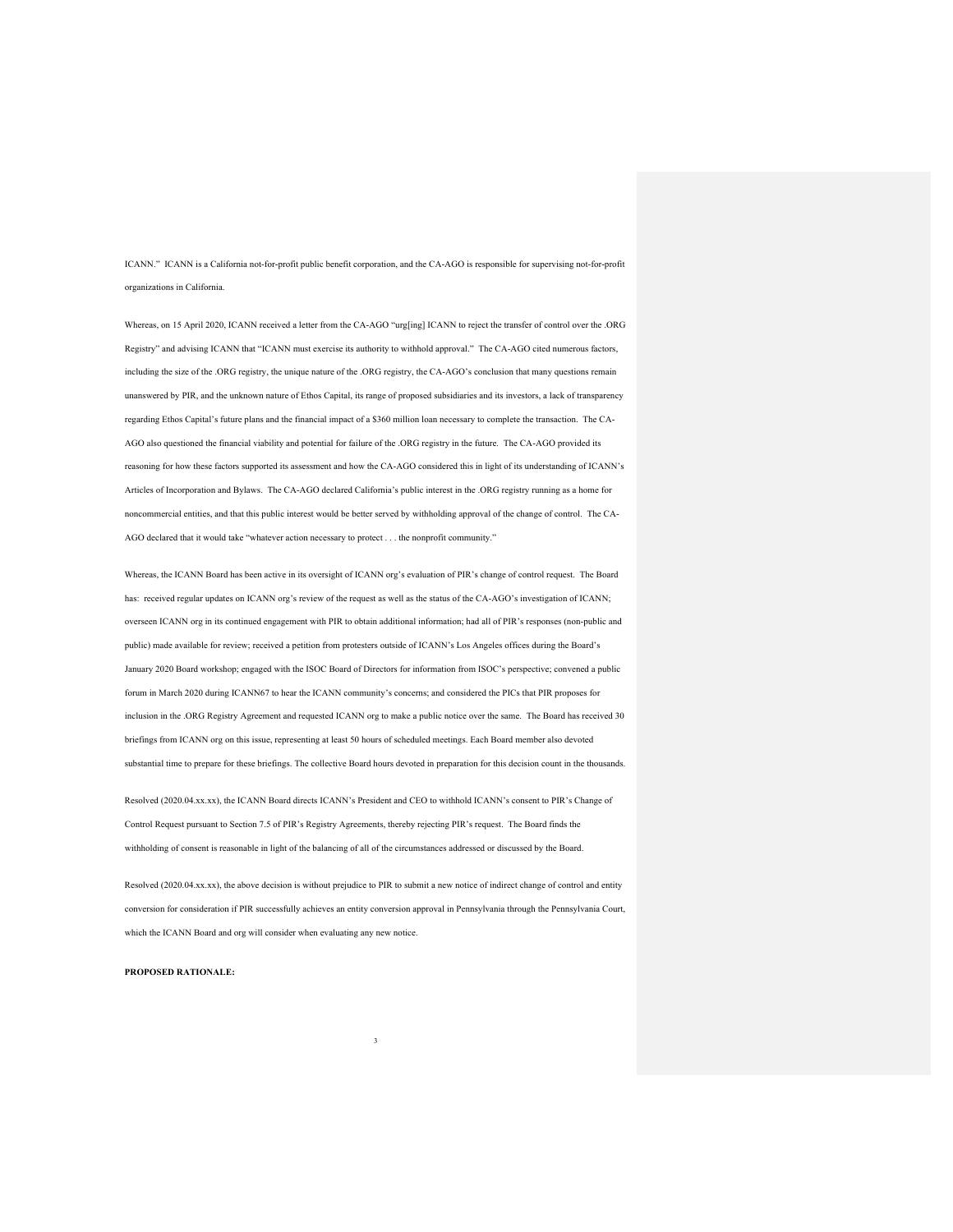ICANN." ICANN is a California not-for-profit public benefit corporation, and the CA-AGO is responsible for supervising not-for-profit organizations in California.

Whereas, on 15 April 2020, ICANN received a letter from the CA-AGO "urg[ing] ICANN to reject the transfer of control over the .ORG Registry" and advising ICANN that "ICANN must exercise its authority to withhold approval." The CA-AGO cited numerous factors, including the size of the .ORG registry, the unique nature of the .ORG registry, the CA-AGO's conclusion that many questions remain unanswered by PIR, and the unknown nature of Ethos Capital, its range of proposed subsidiaries and its investors, a lack of transparency regarding Ethos Capital's future plans and the financial impact of a $360 million loan necessary to complete the transaction. The CA-AGO also questioned the financial viability and potential for failure of the .ORG registry in the future. The CA-AGO provided its reasoning for how these factors supported its assessment and how the CA-AGO considered this in light of its understanding of ICANN's Articles of Incorporation and Bylaws. The CA-AGO declared California's public interest in the .ORG registry running as a home for noncommercial entities, and that this public interest would be better served by withholding approval of the change of control. The CA-AGO declared that it would take "whatever action necessary to protect . . . the nonprofit community."

Whereas, the ICANN Board has been active in its oversight of ICANN org's evaluation of PIR's change of control request. The Board has: received regular updates on ICANN org's review of the request as well as the status of the CA-AGO's investigation of ICANN; overseen ICANN org in its continued engagement with PIR to obtain additional information; had all of PIR's responses (non-public and public) made available for review; received a petition from protesters outside of ICANN's Los Angeles offices during the Board's January 2020 Board workshop; engaged with the ISOC Board of Directors for information from ISOC's perspective; convened a public forum in March 2020 during ICANN67 to hear the ICANN community's concerns; and considered the PICs that PIR proposes for inclusion in the .ORG Registry Agreement and requested ICANN org to make a public notice over the same. The Board has received 30 briefings from ICANN org on this issue, representing at least 50 hours of scheduled meetings. Each Board member also devoted substantial time to prepare for these briefings. The collective Board hours devoted in preparation for this decision count in the thousands.

Resolved (2020.04.xx.xx), the ICANN Board directs ICANN's President and CEO to withhold ICANN's consent to PIR's Change of Control Request pursuant to Section 7.5 of PIR's Registry Agreements, thereby rejecting PIR's request. The Board finds the withholding of consent is reasonable in light of the balancing of all of the circumstances addressed or discussed by the Board.

Resolved (2020.04.xx.xx), the above decision is without prejudice to PIR to submit a new notice of indirect change of control and entity conversion for consideration if PIR successfully achieves an entity conversion approval in Pennsylvania through the Pennsylvania Court, which the ICANN Board and org will consider when evaluating any new notice.

**PROPOSED RATIONALE:**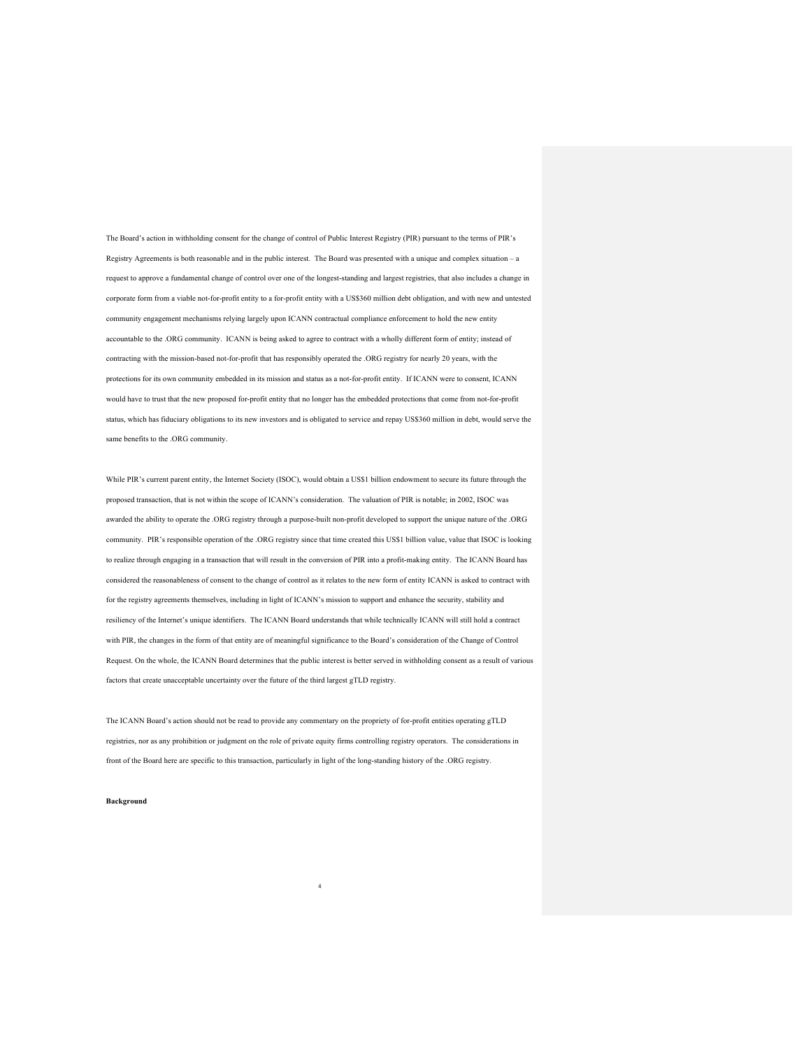The Board's action in withholding consent for the change of control of Public Interest Registry (PIR) pursuant to the terms of PIR's Registry Agreements is both reasonable and in the public interest. The Board was presented with a unique and complex situation – a request to approve a fundamental change of control over one of the longest-standing and largest registries, that also includes a change in corporate form from a viable not-for-profit entity to a for-profit entity with a US$360 million debt obligation, and with new and untested community engagement mechanisms relying largely upon ICANN contractual compliance enforcement to hold the new entity accountable to the .ORG community. ICANN is being asked to agree to contract with a wholly different form of entity; instead of contracting with the mission-based not-for-profit that has responsibly operated the .ORG registry for nearly 20 years, with the protections for its own community embedded in its mission and status as a not-for-profit entity. If ICANN were to consent, ICANN would have to trust that the new proposed for-profit entity that no longer has the embedded protections that come from not-for-profit status, which has fiduciary obligations to its new investors and is obligated to service and repay US$360 million in debt, would serve the same benefits to the .ORG community.

While PIR's current parent entity, the Internet Society (ISOC), would obtain a US$1 billion endowment to secure its future through the proposed transaction, that is not within the scope of ICANN's consideration. The valuation of PIR is notable; in 2002, ISOC was awarded the ability to operate the .ORG registry through a purpose-built non-profit developed to support the unique nature of the .ORG community. PIR's responsible operation of the .ORG registry since that time created this US$1 billion value, value that ISOC is looking to realize through engaging in a transaction that will result in the conversion of PIR into a profit-making entity. The ICANN Board has considered the reasonableness of consent to the change of control as it relates to the new form of entity ICANN is asked to contract with for the registry agreements themselves, including in light of ICANN's mission to support and enhance the security, stability and resiliency of the Internet's unique identifiers. The ICANN Board understands that while technically ICANN will still hold a contract with PIR, the changes in the form of that entity are of meaningful significance to the Board's consideration of the Change of Control Request. On the whole, the ICANN Board determines that the public interest is better served in withholding consent as a result of various factors that create unacceptable uncertainty over the future of the third largest gTLD registry.

The ICANN Board's action should not be read to provide any commentary on the propriety of for-profit entities operating gTLD registries, nor as any prohibition or judgment on the role of private equity firms controlling registry operators. The considerations in front of the Board here are specific to this transaction, particularly in light of the long-standing history of the .ORG registry.

**Background**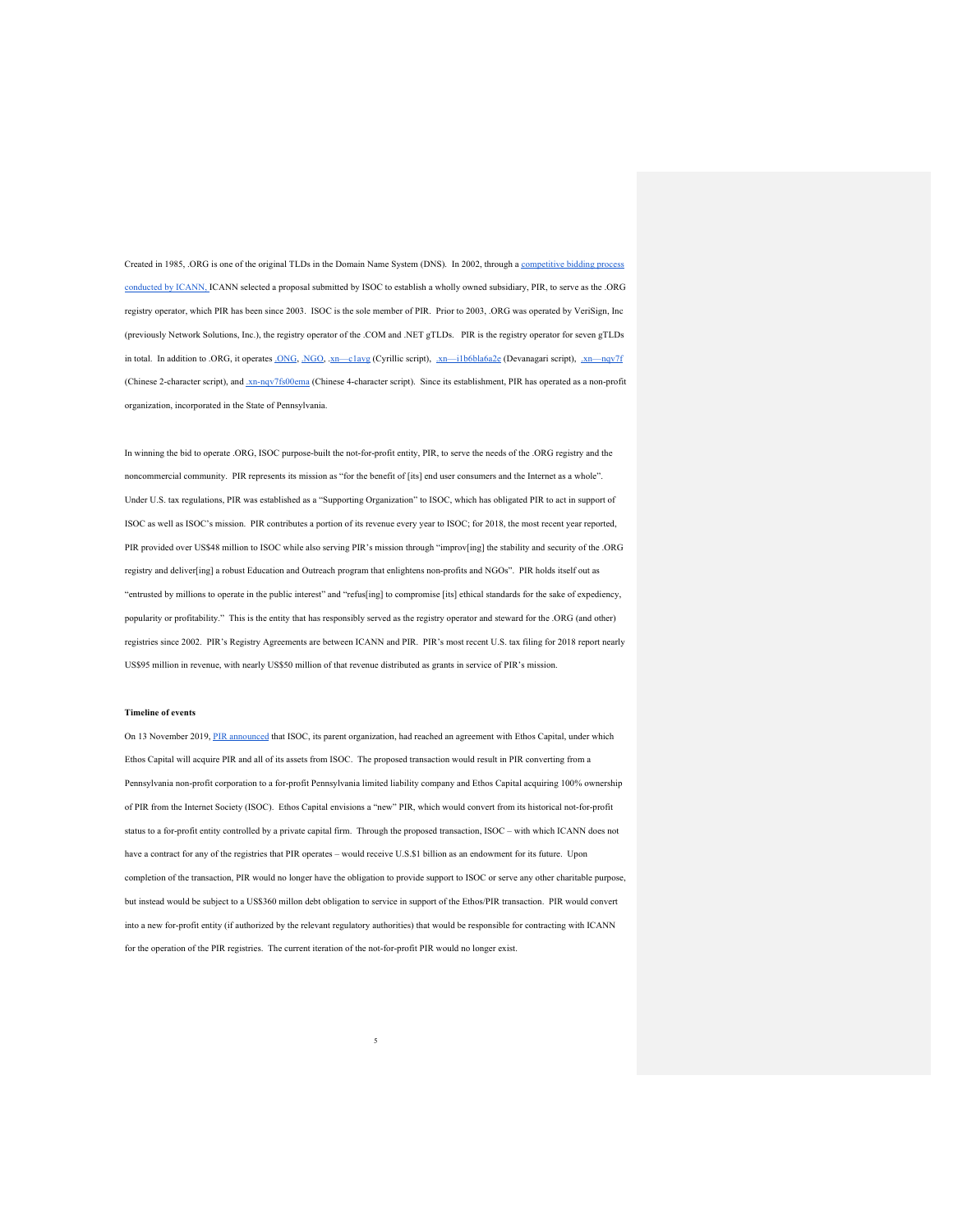Created in 1985, .ORG is one of the original TLDs in the Domain Name System (DNS). In 2002, through a competitive bidding process conducted by ICANN, ICANN selected a proposal submitted by ISOC to establish a wholly owned subsidiary, PIR, to serve as the .ORG registry operator, which PIR has been since 2003. ISOC is the sole member of PIR. Prior to 2003, .ORG was operated by VeriSign, Inc (previously Network Solutions, Inc.), the registry operator of the .COM and .NET gTLDs. PIR is the registry operator for seven gTLDs in total. In addition to .ORG, it operates .ONG, .NGO, .xn—c1avg (Cyrillic script), .xn—i1b6b1a6a2e (Devanagari script), .xn—nqv7f (Chinese 2-character script), and .xn-nqv7fs00ema (Chinese 4-character script). Since its establishment, PIR has operated as a non-profit organization, incorporated in the State of Pennsylvania.

In winning the bid to operate .ORG, ISOC purpose-built the not-for-profit entity, PIR, to serve the needs of the .ORG registry and the noncommercial community. PIR represents its mission as "for the benefit of [its] end user consumers and the Internet as a whole". Under U.S. tax regulations, PIR was established as a "Supporting Organization" to ISOC, which has obligated PIR to act in support of ISOC as well as ISOC's mission. PIR contributes a portion of its revenue every year to ISOC; for 2018, the most recent year reported, PIR provided over US$48 million to ISOC while also serving PIR's mission through "improv[ing] the stability and security of the .ORG registry and deliver[ing] a robust Education and Outreach program that enlightens non-profits and NGOs". PIR holds itself out as "entrusted by millions to operate in the public interest" and "refus[ing] to compromise [its] ethical standards for the sake of expediency, popularity or profitability." This is the entity that has responsibly served as the registry operator and steward for the .ORG (and other) registries since 2002. PIR's Registry Agreements are between ICANN and PIR. PIR's most recent U.S. tax filing for 2018 report nearly US$95 million in revenue, with nearly US$50 million of that revenue distributed as grants in service of PIR's mission.

**Timeline of events**

On 13 November 2019, PIR announced that ISOC, its parent organization, had reached an agreement with Ethos Capital, under which Ethos Capital will acquire PIR and all of its assets from ISOC. The proposed transaction would result in PIR converting from a Pennsylvania non-profit corporation to a for-profit Pennsylvania limited liability company and Ethos Capital acquiring 100% ownership of PIR from the Internet Society (ISOC). Ethos Capital envisions a "new" PIR, which would convert from its historical not-for-profit status to a for-profit entity controlled by a private capital firm. Through the proposed transaction, ISOC – with which ICANN does not have a contract for any of the registries that PIR operates – would receive U.S.$1 billion as an endowment for its future. Upon completion of the transaction, PIR would no longer have the obligation to provide support to ISOC or serve any other charitable purpose, but instead would be subject to a US$360 millon debt obligation to service in support of the Ethos/PIR transaction. PIR would convert into a new for-profit entity (if authorized by the relevant regulatory authorities) that would be responsible for contracting with ICANN for the operation of the PIR registries. The current iteration of the not-for-profit PIR would no longer exist.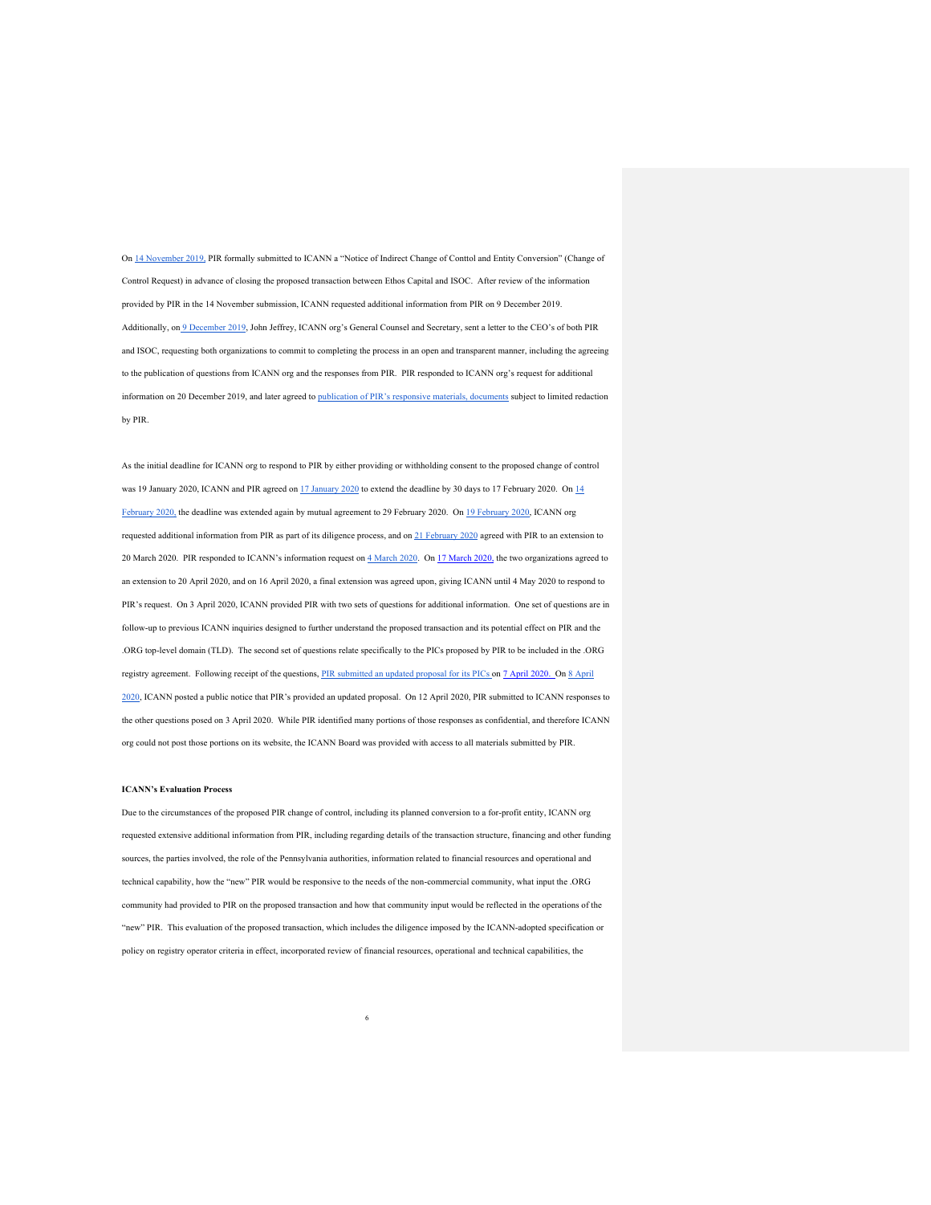On 14 November 2019, PIR formally submitted to ICANN a "Notice of Indirect Change of Conttol and Entity Conversion" (Change of Control Request) in advance of closing the proposed transaction between Ethos Capital and ISOC. After review of the information provided by PIR in the 14 November submission, ICANN requested additional information from PIR on 9 December 2019. Additionally, on 9 December 2019, John Jeffrey, ICANN org's General Counsel and Secretary, sent a letter to the CEO's of both PIR and ISOC, requesting both organizations to commit to completing the process in an open and transparent manner, including the agreeing to the publication of questions from ICANN org and the responses from PIR. PIR responded to ICANN org's request for additional information on 20 December 2019, and later agreed to publication of PIR's responsive materials, documents subject to limited redaction by PIR.

As the initial deadline for ICANN org to respond to PIR by either providing or withholding consent to the proposed change of control was 19 January 2020, ICANN and PIR agreed on 17 January 2020 to extend the deadline by 30 days to 17 February 2020. On 14 February 2020, the deadline was extended again by mutual agreement to 29 February 2020. On 19 February 2020, ICANN org requested additional information from PIR as part of its diligence process, and on 21 February 2020 agreed with PIR to an extension to 20 March 2020. PIR responded to ICANN's information request on 4 March 2020. On 17 March 2020, the two organizations agreed to an extension to 20 April 2020, and on 16 April 2020, a final extension was agreed upon, giving ICANN until 4 May 2020 to respond to PIR's request. On 3 April 2020, ICANN provided PIR with two sets of questions for additional information. One set of questions are in follow-up to previous ICANN inquiries designed to further understand the proposed transaction and its potential effect on PIR and the .ORG top-level domain (TLD). The second set of questions relate specifically to the PICs proposed by PIR to be included in the .ORG registry agreement. Following receipt of the questions, PIR submitted an updated proposal for its PICs on 7 April 2020. On 8 April 2020, ICANN posted a public notice that PIR's provided an updated proposal. On 12 April 2020, PIR submitted to ICANN responses to the other questions posed on 3 April 2020. While PIR identified many portions of those responses as confidential, and therefore ICANN org could not post those portions on its website, the ICANN Board was provided with access to all materials submitted by PIR.

**ICANN's Evaluation Process**

Due to the circumstances of the proposed PIR change of control, including its planned conversion to a for-profit entity, ICANN org requested extensive additional information from PIR, including regarding details of the transaction structure, financing and other funding sources, the parties involved, the role of the Pennsylvania authorities, information related to financial resources and operational and technical capability, how the "new" PIR would be responsive to the needs of the non-commercial community, what input the .ORG community had provided to PIR on the proposed transaction and how that community input would be reflected in the operations of the "new" PIR. This evaluation of the proposed transaction, which includes the diligence imposed by the ICANN-adopted specification or policy on registry operator criteria in effect, incorporated review of financial resources, operational and technical capabilities, the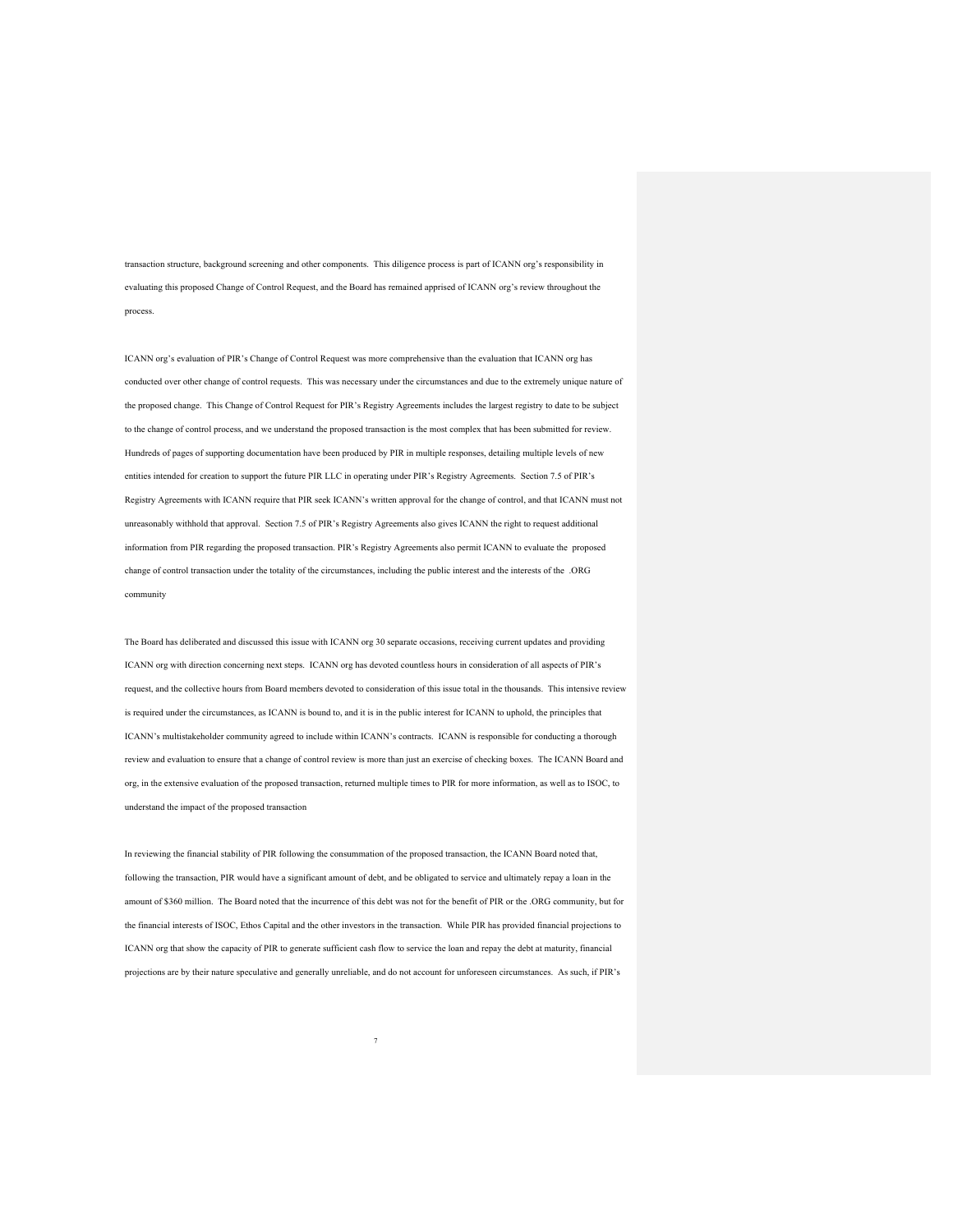transaction structure, background screening and other components. This diligence process is part of ICANN org's responsibility in evaluating this proposed Change of Control Request, and the Board has remained apprised of ICANN org's review throughout the process.

ICANN org's evaluation of PIR's Change of Control Request was more comprehensive than the evaluation that ICANN org has conducted over other change of control requests. This was necessary under the circumstances and due to the extremely unique nature of the proposed change. This Change of Control Request for PIR's Registry Agreements includes the largest registry to date to be subject to the change of control process, and we understand the proposed transaction is the most complex that has been submitted for review. Hundreds of pages of supporting documentation have been produced by PIR in multiple responses, detailing multiple levels of new entities intended for creation to support the future PIR LLC in operating under PIR's Registry Agreements. Section 7.5 of PIR's Registry Agreements with ICANN require that PIR seek ICANN's written approval for the change of control, and that ICANN must not unreasonably withhold that approval. Section 7.5 of PIR's Registry Agreements also gives ICANN the right to request additional information from PIR regarding the proposed transaction. PIR's Registry Agreements also permit ICANN to evaluate the proposed change of control transaction under the totality of the circumstances, including the public interest and the interests of the .ORG community

The Board has deliberated and discussed this issue with ICANN org 30 separate occasions, receiving current updates and providing ICANN org with direction concerning next steps. ICANN org has devoted countless hours in consideration of all aspects of PIR's request, and the collective hours from Board members devoted to consideration of this issue total in the thousands. This intensive review is required under the circumstances, as ICANN is bound to, and it is in the public interest for ICANN to uphold, the principles that ICANN's multistakeholder community agreed to include within ICANN's contracts. ICANN is responsible for conducting a thorough review and evaluation to ensure that a change of control review is more than just an exercise of checking boxes. The ICANN Board and org, in the extensive evaluation of the proposed transaction, returned multiple times to PIR for more information, as well as to ISOC, to understand the impact of the proposed transaction

In reviewing the financial stability of PIR following the consummation of the proposed transaction, the ICANN Board noted that, following the transaction, PIR would have a significant amount of debt, and be obligated to service and ultimately repay a loan in the amount of $360 million. The Board noted that the incurrence of this debt was not for the benefit of PIR or the .ORG community, but for the financial interests of ISOC, Ethos Capital and the other investors in the transaction. While PIR has provided financial projections to ICANN org that show the capacity of PIR to generate sufficient cash flow to service the loan and repay the debt at maturity, financial projections are by their nature speculative and generally unreliable, and do not account for unforeseen circumstances. As such, if PIR's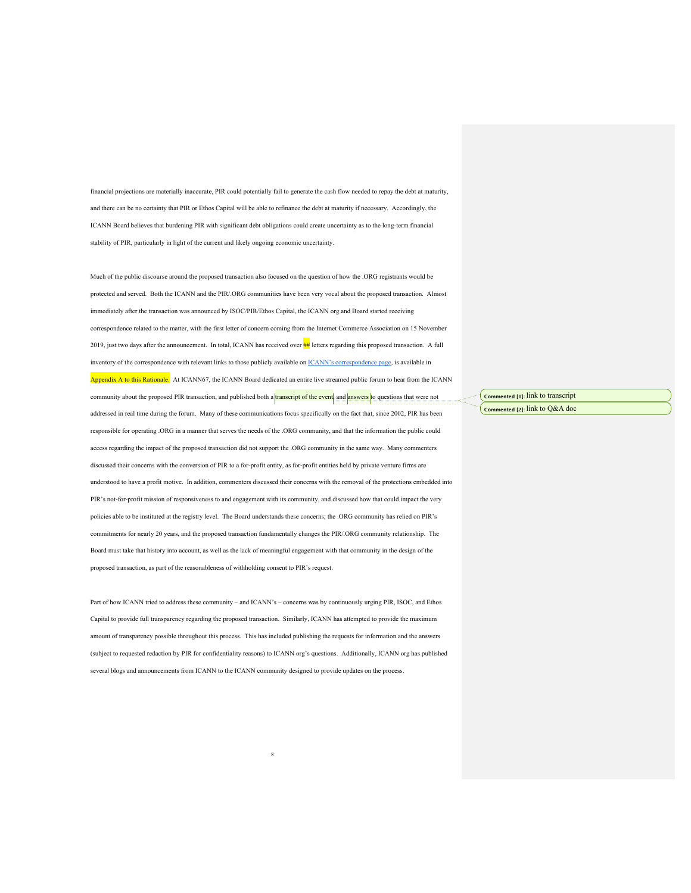financial projections are materially inaccurate, PIR could potentially fail to generate the cash flow needed to repay the debt at maturity, and there can be no certainty that PIR or Ethos Capital will be able to refinance the debt at maturity if necessary. Accordingly, the ICANN Board believes that burdening PIR with significant debt obligations could create uncertainty as to the long-term financial stability of PIR, particularly in light of the current and likely ongoing economic uncertainty.

Much of the public discourse around the proposed transaction also focused on the question of how the .ORG registrants would be protected and served. Both the ICANN and the PIR/.ORG communities have been very vocal about the proposed transaction. Almost immediately after the transaction was announced by ISOC/PIR/Ethos Capital, the ICANN org and Board started receiving correspondence related to the matter, with the first letter of concern coming from the Internet Commerce Association on 15 November 2019, just two days after the announcement. In total, ICANN has received over ## letters regarding this proposed transaction. A full inventory of the correspondence with relevant links to those publicly available on ICANN's correspondence page, is available in Appendix A to this Rationale. At ICANN67, the ICANN Board dedicated an entire live streamed public forum to hear from the ICANN community about the proposed PIR transaction, and published both a transcript of the event and answers to questions that were not addressed in real time during the forum. Many of these communications focus specifically on the fact that, since 2002, PIR has been responsible for operating .ORG in a manner that serves the needs of the .ORG community, and that the information the public could access regarding the impact of the proposed transaction did not support the .ORG community in the same way. Many commenters discussed their concerns with the conversion of PIR to a for-profit entity, as for-profit entities held by private venture firms are understood to have a profit motive. In addition, commenters discussed their concerns with the removal of the protections embedded into PIR's not-for-profit mission of responsiveness to and engagement with its community, and discussed how that could impact the very policies able to be instituted at the registry level. The Board understands these concerns; the .ORG community has relied on PIR's commitments for nearly 20 years, and the proposed transaction fundamentally changes the PIR/.ORG community relationship. The Board must take that history into account, as well as the lack of meaningful engagement with that community in the design of the proposed transaction, as part of the reasonableness of withholding consent to PIR's request.

Part of how ICANN tried to address these community – and ICANN's – concerns was by continuously urging PIR, ISOC, and Ethos Capital to provide full transparency regarding the proposed transaction. Similarly, ICANN has attempted to provide the maximum amount of transparency possible throughout this process. This has included publishing the requests for information and the answers (subject to requested redaction by PIR for confidentiality reasons) to ICANN org's questions. Additionally, ICANN org has published several blogs and announcements from ICANN to the ICANN community designed to provide updates on the process.

**Commented [1]:** link to transcript

**Commented [2]:** link to Q&A doc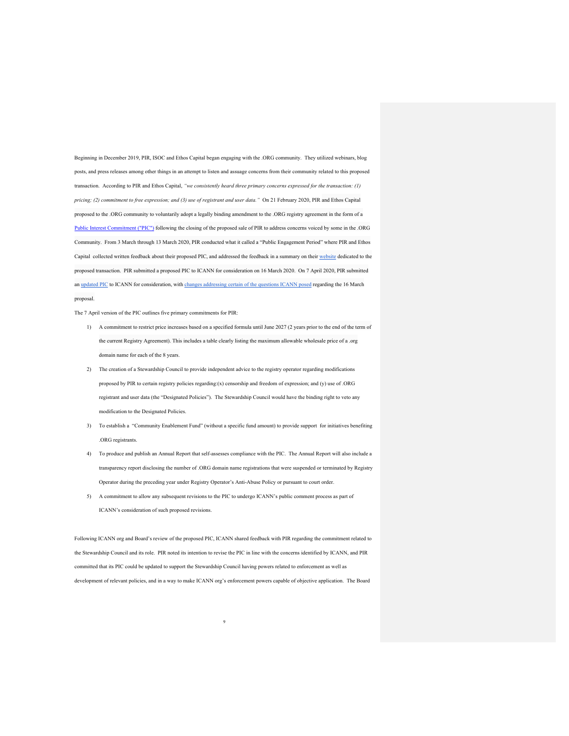Beginning in December 2019, PIR, ISOC and Ethos Capital began engaging with the .ORG community. They utilized webinars, blog posts, and press releases among other things in an attempt to listen and assuage concerns from their community related to this proposed transaction. According to PIR and Ethos Capital, *"we consistently heard three primary concerns expressed for the transaction: (1) pricing; (2) commitment to free expression; and (3) use of registrant and user data."* On 21 February 2020, PIR and Ethos Capital proposed to the .ORG community to voluntarily adopt a legally binding amendment to the .ORG registry agreement in the form of a Public Interest Commitment ("PIC") following the closing of the proposed sale of PIR to address concerns voiced by some in the .ORG Community. From 3 March through 13 March 2020, PIR conducted what it called a "Public Engagement Period" where PIR and Ethos Capital collected written feedback about their proposed PIC, and addressed the feedback in a summary on their website dedicated to the proposed transaction. PIR submitted a proposed PIC to ICANN for consideration on 16 March 2020. On 7 April 2020, PIR submitted an updated PIC to ICANN for consideration, with changes addressing certain of the questions ICANN posed regarding the 16 March proposal.

The 7 April version of the PIC outlines five primary commitments for PIR:

1) A commitment to restrict price increases based on a specified formula until June 2027 (2 years prior to the end of the term of the current Registry Agreement). This includes a table clearly listing the maximum allowable wholesale price of a .org domain name for each of the 8 years.
2) The creation of a Stewardship Council to provide independent advice to the registry operator regarding modifications proposed by PIR to certain registry policies regarding:(x) censorship and freedom of expression; and (y) use of .ORG registrant and user data (the "Designated Policies"). The Stewardship Council would have the binding right to veto any modification to the Designated Policies.
3) To establish a "Community Enablement Fund" (without a specific fund amount) to provide support for initiatives benefiting .ORG registrants.
4) To produce and publish an Annual Report that self-assesses compliance with the PIC. The Annual Report will also include a transparency report disclosing the number of .ORG domain name registrations that were suspended or terminated by Registry Operator during the preceding year under Registry Operator's Anti-Abuse Policy or pursuant to court order.
5) A commitment to allow any subsequent revisions to the PIC to undergo ICANN's public comment process as part of ICANN's consideration of such proposed revisions.

Following ICANN org and Board's review of the proposed PIC, ICANN shared feedback with PIR regarding the commitment related to the Stewardship Council and its role. PIR noted its intention to revise the PIC in line with the concerns identified by ICANN, and PIR committed that its PIC could be updated to support the Stewardship Council having powers related to enforcement as well as development of relevant policies, and in a way to make ICANN org's enforcement powers capable of objective application. The Board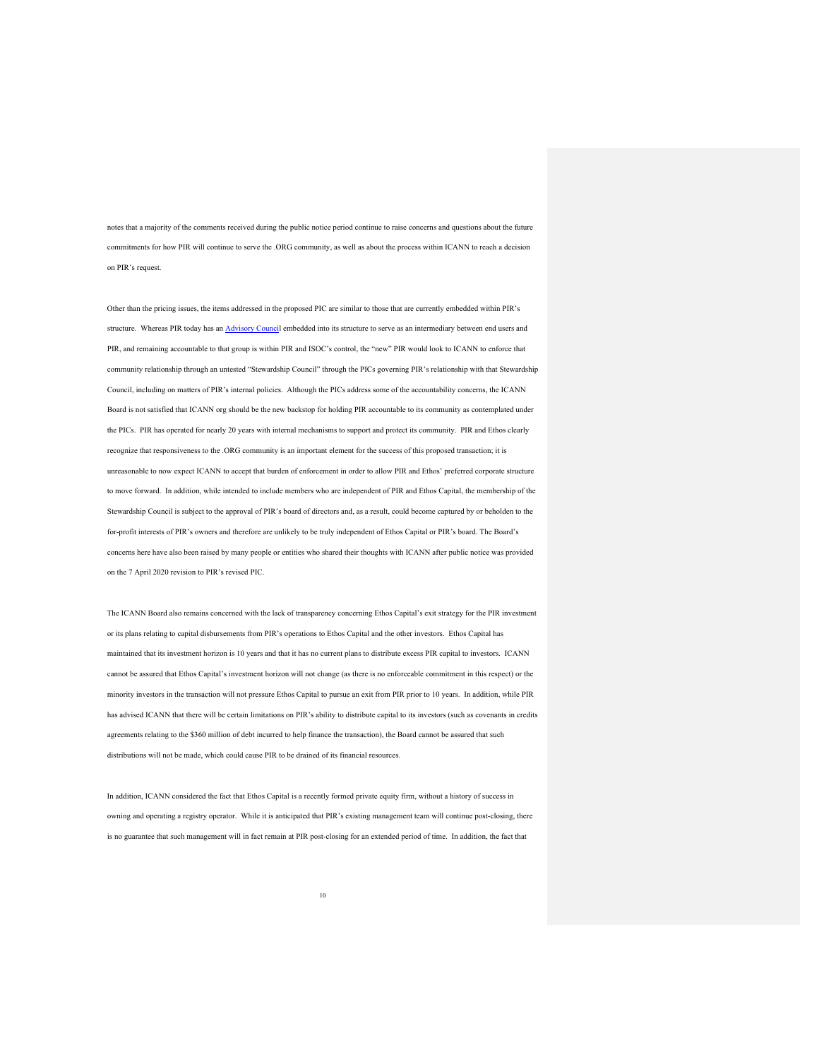notes that a majority of the comments received during the public notice period continue to raise concerns and questions about the future commitments for how PIR will continue to serve the .ORG community, as well as about the process within ICANN to reach a decision on PIR's request.

Other than the pricing issues, the items addressed in the proposed PIC are similar to those that are currently embedded within PIR's structure. Whereas PIR today has an Advisory Council embedded into its structure to serve as an intermediary between end users and PIR, and remaining accountable to that group is within PIR and ISOC's control, the "new" PIR would look to ICANN to enforce that community relationship through an untested "Stewardship Council" through the PICs governing PIR's relationship with that Stewardship Council, including on matters of PIR's internal policies. Although the PICs address some of the accountability concerns, the ICANN Board is not satisfied that ICANN org should be the new backstop for holding PIR accountable to its community as contemplated under the PICs. PIR has operated for nearly 20 years with internal mechanisms to support and protect its community. PIR and Ethos clearly recognize that responsiveness to the .ORG community is an important element for the success of this proposed transaction; it is unreasonable to now expect ICANN to accept that burden of enforcement in order to allow PIR and Ethos' preferred corporate structure to move forward. In addition, while intended to include members who are independent of PIR and Ethos Capital, the membership of the Stewardship Council is subject to the approval of PIR's board of directors and, as a result, could become captured by or beholden to the for-profit interests of PIR's owners and therefore are unlikely to be truly independent of Ethos Capital or PIR's board. The Board's concerns here have also been raised by many people or entities who shared their thoughts with ICANN after public notice was provided on the 7 April 2020 revision to PIR's revised PIC.

The ICANN Board also remains concerned with the lack of transparency concerning Ethos Capital's exit strategy for the PIR investment or its plans relating to capital disbursements from PIR's operations to Ethos Capital and the other investors. Ethos Capital has maintained that its investment horizon is 10 years and that it has no current plans to distribute excess PIR capital to investors. ICANN cannot be assured that Ethos Capital's investment horizon will not change (as there is no enforceable commitment in this respect) or the minority investors in the transaction will not pressure Ethos Capital to pursue an exit from PIR prior to 10 years. In addition, while PIR has advised ICANN that there will be certain limitations on PIR's ability to distribute capital to its investors (such as covenants in credits agreements relating to the $360 million of debt incurred to help finance the transaction), the Board cannot be assured that such distributions will not be made, which could cause PIR to be drained of its financial resources.

In addition, ICANN considered the fact that Ethos Capital is a recently formed private equity firm, without a history of success in owning and operating a registry operator. While it is anticipated that PIR's existing management team will continue post-closing, there is no guarantee that such management will in fact remain at PIR post-closing for an extended period of time. In addition, the fact that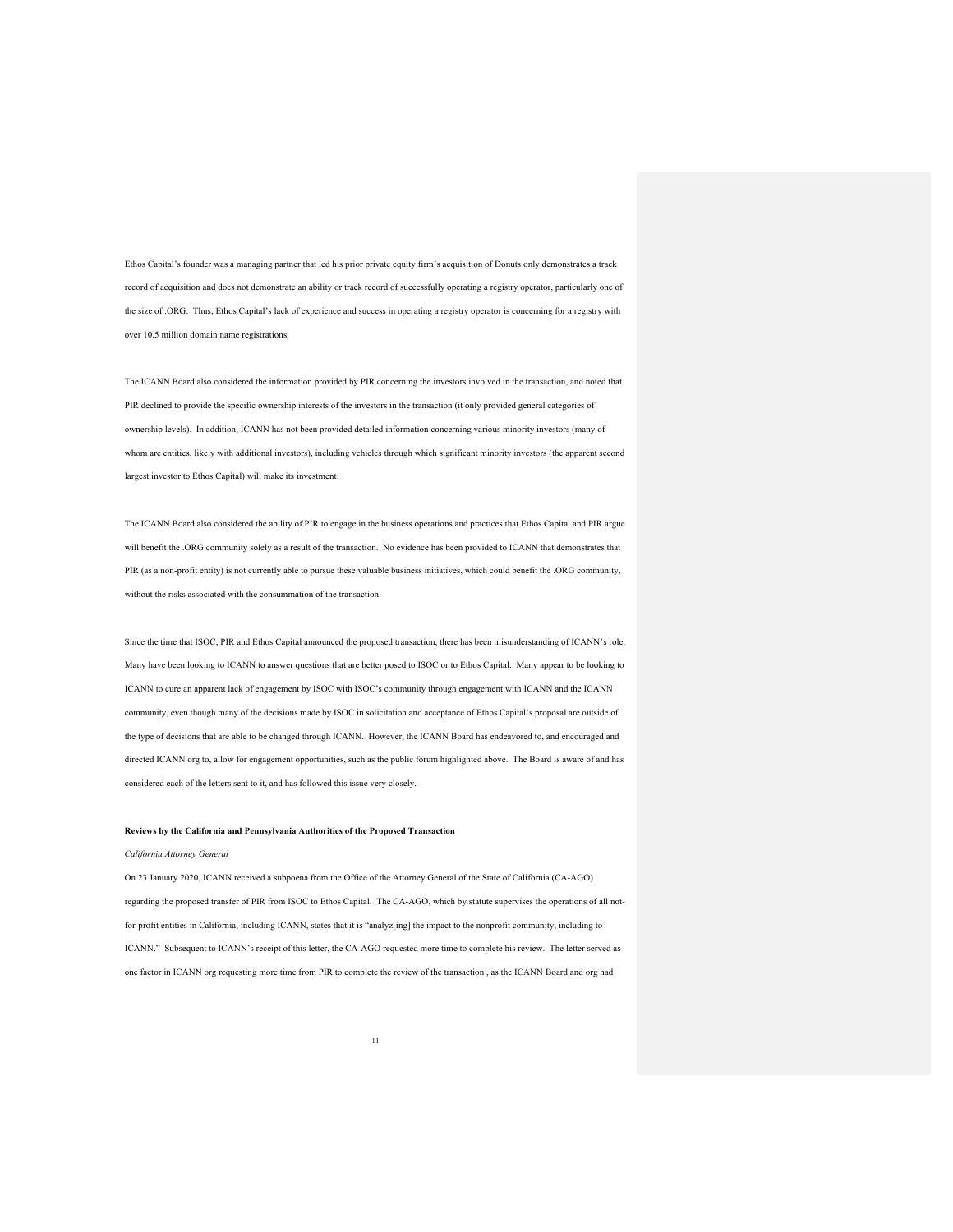Ethos Capital's founder was a managing partner that led his prior private equity firm's acquisition of Donuts only demonstrates a track record of acquisition and does not demonstrate an ability or track record of successfully operating a registry operator, particularly one of the size of .ORG. Thus, Ethos Capital's lack of experience and success in operating a registry operator is concerning for a registry with over 10.5 million domain name registrations.

The ICANN Board also considered the information provided by PIR concerning the investors involved in the transaction, and noted that PIR declined to provide the specific ownership interests of the investors in the transaction (it only provided general categories of ownership levels). In addition, ICANN has not been provided detailed information concerning various minority investors (many of whom are entities, likely with additional investors), including vehicles through which significant minority investors (the apparent second largest investor to Ethos Capital) will make its investment.

The ICANN Board also considered the ability of PIR to engage in the business operations and practices that Ethos Capital and PIR argue will benefit the .ORG community solely as a result of the transaction. No evidence has been provided to ICANN that demonstrates that PIR (as a non-profit entity) is not currently able to pursue these valuable business initiatives, which could benefit the .ORG community, without the risks associated with the consummation of the transaction.

Since the time that ISOC, PIR and Ethos Capital announced the proposed transaction, there has been misunderstanding of ICANN's role. Many have been looking to ICANN to answer questions that are better posed to ISOC or to Ethos Capital. Many appear to be looking to ICANN to cure an apparent lack of engagement by ISOC with ISOC's community through engagement with ICANN and the ICANN community, even though many of the decisions made by ISOC in solicitation and acceptance of Ethos Capital's proposal are outside of the type of decisions that are able to be changed through ICANN. However, the ICANN Board has endeavored to, and encouraged and directed ICANN org to, allow for engagement opportunities, such as the public forum highlighted above. The Board is aware of and has considered each of the letters sent to it, and has followed this issue very closely.

**Reviews by the California and Pennsylvania Authorities of the Proposed Transaction**

*California Attorney General*

On 23 January 2020, ICANN received a subpoena from the Office of the Attorney General of the State of California (CA-AGO) regarding the proposed transfer of PIR from ISOC to Ethos Capital. The CA-AGO, which by statute supervises the operations of all not-for-profit entities in California, including ICANN, states that it is "analyz[ing] the impact to the nonprofit community, including to ICANN." Subsequent to ICANN's receipt of this letter, the CA-AGO requested more time to complete his review. The letter served as one factor in ICANN org requesting more time from PIR to complete the review of the transaction , as the ICANN Board and org had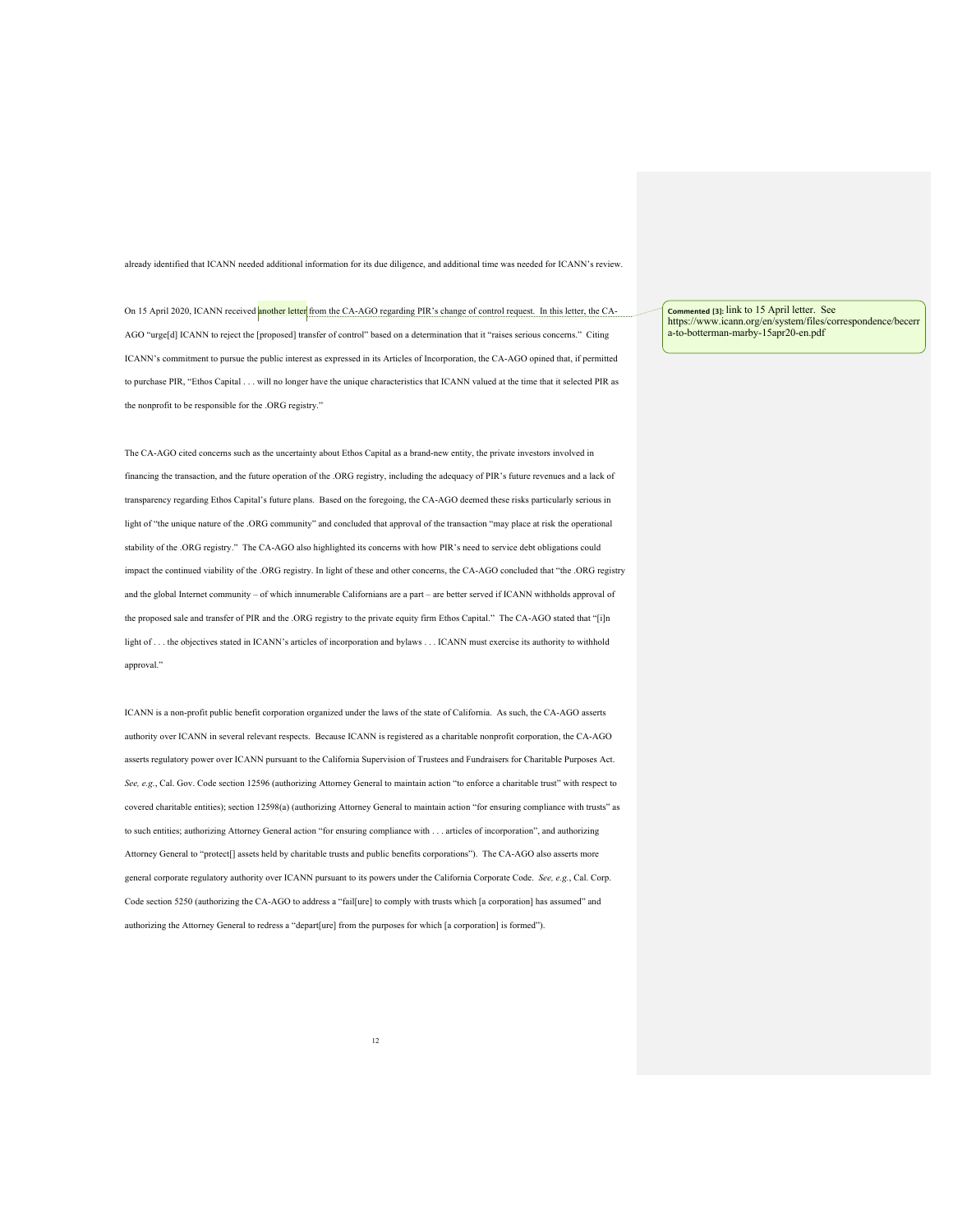already identified that ICANN needed additional information for its due diligence, and additional time was needed for ICANN's review.

On 15 April 2020, ICANN received another letter from the CA-AGO regarding PIR's change of control request. In this letter, the CA-AGO "urge[d] ICANN to reject the [proposed] transfer of control" based on a determination that it "raises serious concerns." Citing ICANN's commitment to pursue the public interest as expressed in its Articles of Incorporation, the CA-AGO opined that, if permitted to purchase PIR, "Ethos Capital . . . will no longer have the unique characteristics that ICANN valued at the time that it selected PIR as the nonprofit to be responsible for the .ORG registry."

**Commented [3]:** link to 15 April letter. See https://www.icann.org/en/system/files/correspondence/becerra-to-botterman-marby-15apr20-en.pdf

The CA-AGO cited concerns such as the uncertainty about Ethos Capital as a brand-new entity, the private investors involved in financing the transaction, and the future operation of the .ORG registry, including the adequacy of PIR's future revenues and a lack of transparency regarding Ethos Capital's future plans. Based on the foregoing, the CA-AGO deemed these risks particularly serious in light of "the unique nature of the .ORG community" and concluded that approval of the transaction "may place at risk the operational stability of the .ORG registry." The CA-AGO also highlighted its concerns with how PIR's need to service debt obligations could impact the continued viability of the .ORG registry. In light of these and other concerns, the CA-AGO concluded that "the .ORG registry and the global Internet community – of which innumerable Californians are a part – are better served if ICANN withholds approval of the proposed sale and transfer of PIR and the .ORG registry to the private equity firm Ethos Capital." The CA-AGO stated that "[i]n light of . . . the objectives stated in ICANN's articles of incorporation and bylaws . . . ICANN must exercise its authority to withhold approval."

ICANN is a non-profit public benefit corporation organized under the laws of the state of California. As such, the CA-AGO asserts authority over ICANN in several relevant respects. Because ICANN is registered as a charitable nonprofit corporation, the CA-AGO asserts regulatory power over ICANN pursuant to the California Supervision of Trustees and Fundraisers for Charitable Purposes Act. *See, e.g.*, Cal. Gov. Code section 12596 (authorizing Attorney General to maintain action "to enforce a charitable trust" with respect to covered charitable entities); section 12598(a) (authorizing Attorney General to maintain action "for ensuring compliance with trusts" as to such entities; authorizing Attorney General action "for ensuring compliance with . . . articles of incorporation", and authorizing Attorney General to "protect[] assets held by charitable trusts and public benefits corporations"). The CA-AGO also asserts more general corporate regulatory authority over ICANN pursuant to its powers under the California Corporate Code. *See, e.g.*, Cal. Corp. Code section 5250 (authorizing the CA-AGO to address a "fail[ure] to comply with trusts which [a corporation] has assumed" and authorizing the Attorney General to redress a "depart[ure] from the purposes for which [a corporation] is formed").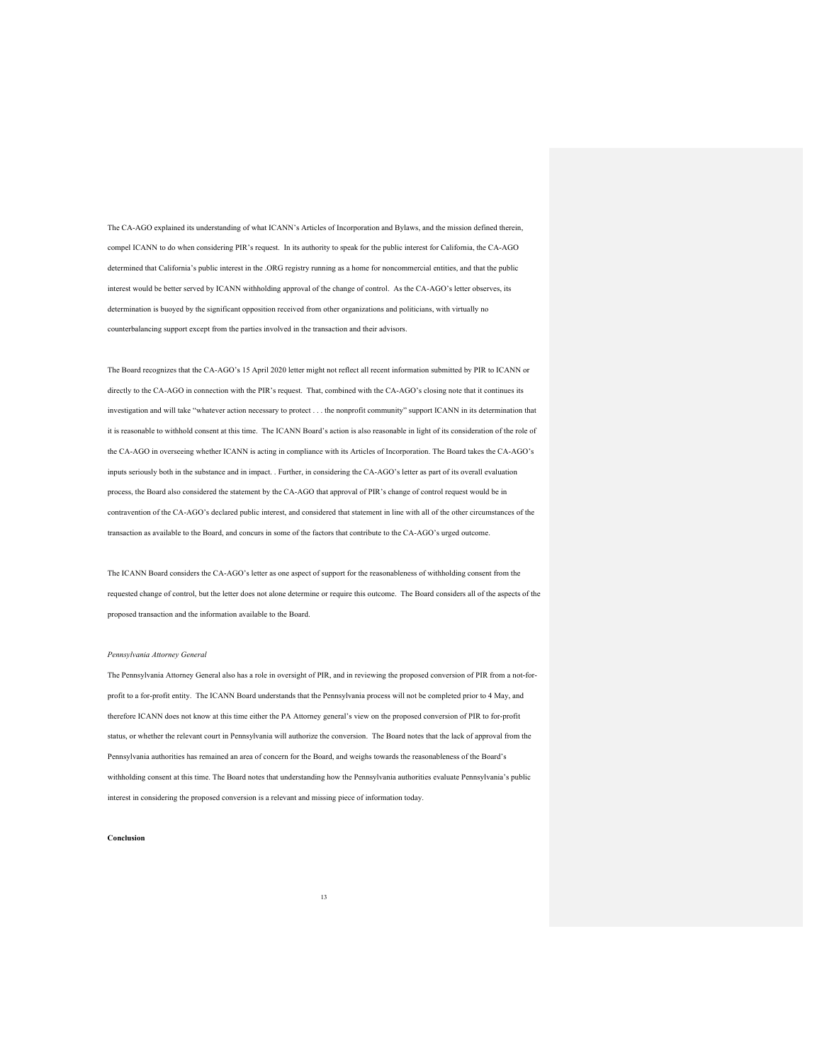The CA-AGO explained its understanding of what ICANN's Articles of Incorporation and Bylaws, and the mission defined therein, compel ICANN to do when considering PIR's request. In its authority to speak for the public interest for California, the CA-AGO determined that California's public interest in the .ORG registry running as a home for noncommercial entities, and that the public interest would be better served by ICANN withholding approval of the change of control. As the CA-AGO's letter observes, its determination is buoyed by the significant opposition received from other organizations and politicians, with virtually no counterbalancing support except from the parties involved in the transaction and their advisors.

The Board recognizes that the CA-AGO's 15 April 2020 letter might not reflect all recent information submitted by PIR to ICANN or directly to the CA-AGO in connection with the PIR's request. That, combined with the CA-AGO's closing note that it continues its investigation and will take "whatever action necessary to protect . . . the nonprofit community" support ICANN in its determination that it is reasonable to withhold consent at this time. The ICANN Board's action is also reasonable in light of its consideration of the role of the CA-AGO in overseeing whether ICANN is acting in compliance with its Articles of Incorporation. The Board takes the CA-AGO's inputs seriously both in the substance and in impact. . Further, in considering the CA-AGO's letter as part of its overall evaluation process, the Board also considered the statement by the CA-AGO that approval of PIR's change of control request would be in contravention of the CA-AGO's declared public interest, and considered that statement in line with all of the other circumstances of the transaction as available to the Board, and concurs in some of the factors that contribute to the CA-AGO's urged outcome.

The ICANN Board considers the CA-AGO's letter as one aspect of support for the reasonableness of withholding consent from the requested change of control, but the letter does not alone determine or require this outcome. The Board considers all of the aspects of the proposed transaction and the information available to the Board.

*Pennsylvania Attorney General*

The Pennsylvania Attorney General also has a role in oversight of PIR, and in reviewing the proposed conversion of PIR from a not-for-profit to a for-profit entity. The ICANN Board understands that the Pennsylvania process will not be completed prior to 4 May, and therefore ICANN does not know at this time either the PA Attorney general's view on the proposed conversion of PIR to for-profit status, or whether the relevant court in Pennsylvania will authorize the conversion. The Board notes that the lack of approval from the Pennsylvania authorities has remained an area of concern for the Board, and weighs towards the reasonableness of the Board's withholding consent at this time. The Board notes that understanding how the Pennsylvania authorities evaluate Pennsylvania's public interest in considering the proposed conversion is a relevant and missing piece of information today.

**Conclusion**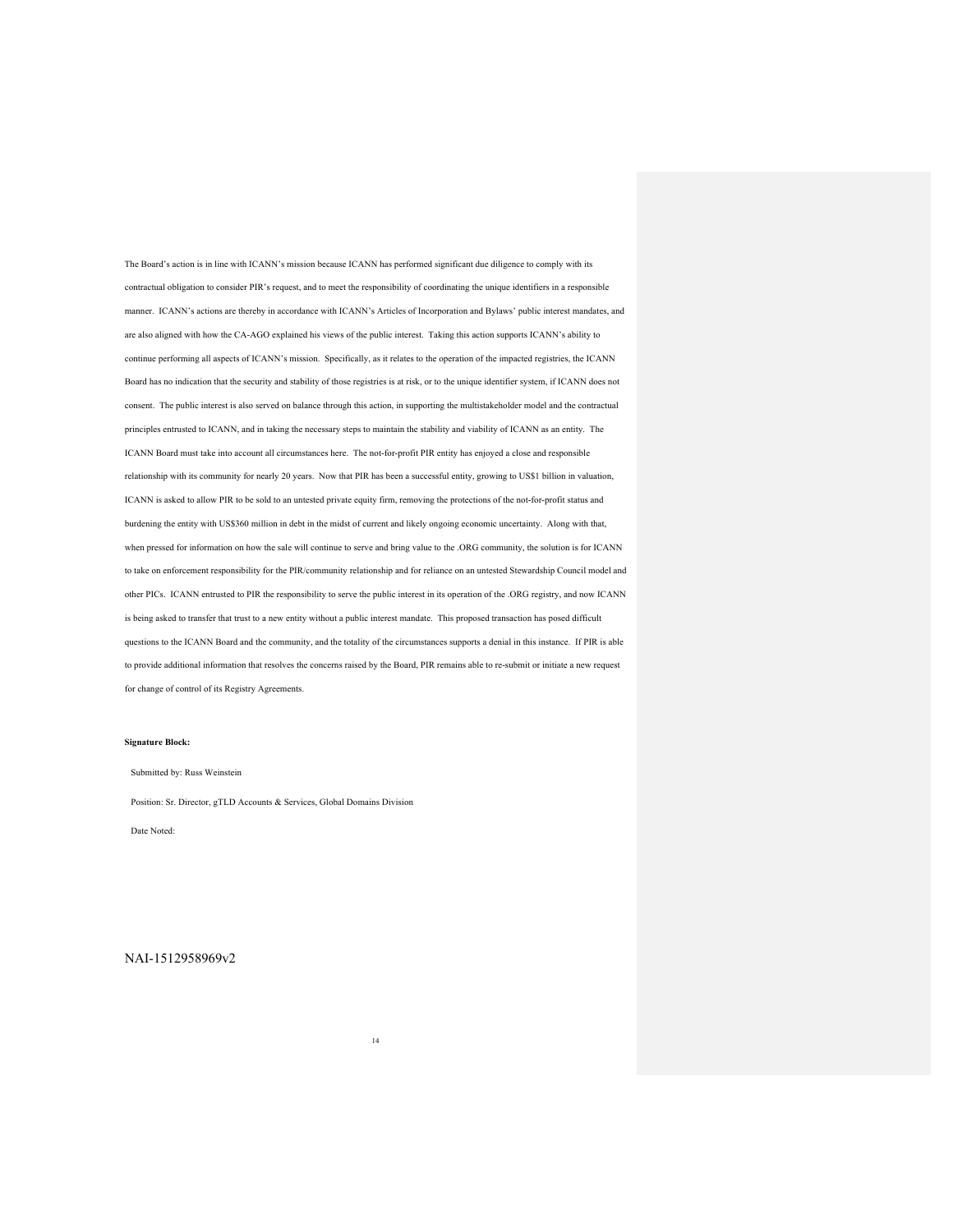The Board's action is in line with ICANN's mission because ICANN has performed significant due diligence to comply with its contractual obligation to consider PIR's request, and to meet the responsibility of coordinating the unique identifiers in a responsible manner. ICANN's actions are thereby in accordance with ICANN's Articles of Incorporation and Bylaws' public interest mandates, and are also aligned with how the CA-AGO explained his views of the public interest. Taking this action supports ICANN's ability to continue performing all aspects of ICANN's mission. Specifically, as it relates to the operation of the impacted registries, the ICANN Board has no indication that the security and stability of those registries is at risk, or to the unique identifier system, if ICANN does not consent. The public interest is also served on balance through this action, in supporting the multistakeholder model and the contractual principles entrusted to ICANN, and in taking the necessary steps to maintain the stability and viability of ICANN as an entity. The ICANN Board must take into account all circumstances here. The not-for-profit PIR entity has enjoyed a close and responsible relationship with its community for nearly 20 years. Now that PIR has been a successful entity, growing to US$1 billion in valuation, ICANN is asked to allow PIR to be sold to an untested private equity firm, removing the protections of the not-for-profit status and burdening the entity with US$360 million in debt in the midst of current and likely ongoing economic uncertainty. Along with that, when pressed for information on how the sale will continue to serve and bring value to the .ORG community, the solution is for ICANN to take on enforcement responsibility for the PIR/community relationship and for reliance on an untested Stewardship Council model and other PICs. ICANN entrusted to PIR the responsibility to serve the public interest in its operation of the .ORG registry, and now ICANN is being asked to transfer that trust to a new entity without a public interest mandate. This proposed transaction has posed difficult questions to the ICANN Board and the community, and the totality of the circumstances supports a denial in this instance. If PIR is able to provide additional information that resolves the concerns raised by the Board, PIR remains able to re-submit or initiate a new request for change of control of its Registry Agreements.

**Signature Block:**

Submitted by: Russ Weinstein

Position: Sr. Director, gTLD Accounts & Services, Global Domains Division

Date Noted:

NAI-1512958969v2